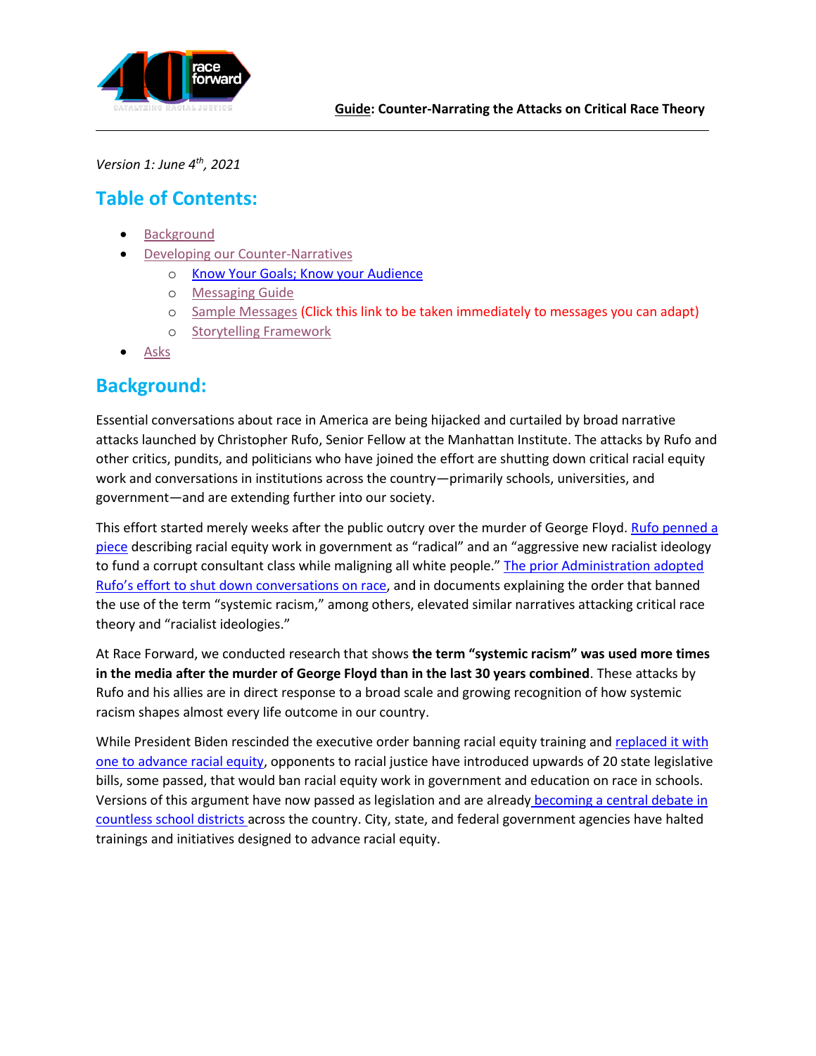**Guide: Counter-Narrating the Attacks on Critical Race Theory**

*Version 1: June 4th, 2021*

## Table of Contents:

- Background
- Developing our Counter-Narratives
  - Know Your Goals; Know your Audience
  - Messaging Guide
  - Sample Messages (Click this link to be taken immediately to messages you can adapt)
  - Storytelling Framework
- Asks

## Background:

Essential conversations about race in America are being hijacked and curtailed by broad narrative attacks launched by Christopher Rufo, Senior Fellow at the Manhattan Institute. The attacks by Rufo and other critics, pundits, and politicians who have joined the effort are shutting down critical racial equity work and conversations in institutions across the country—primarily schools, universities, and government—and are extending further into our society.

This effort started merely weeks after the public outcry over the murder of George Floyd. Rufo penned a piece describing racial equity work in government as "radical" and an "aggressive new racialist ideology to fund a corrupt consultant class while maligning all white people." The prior Administration adopted Rufo's effort to shut down conversations on race, and in documents explaining the order that banned the use of the term "systemic racism," among others, elevated similar narratives attacking critical race theory and "racialist ideologies."

At Race Forward, we conducted research that shows **the term "systemic racism" was used more times in the media after the murder of George Floyd than in the last 30 years combined**. These attacks by Rufo and his allies are in direct response to a broad scale and growing recognition of how systemic racism shapes almost every life outcome in our country.

While President Biden rescinded the executive order banning racial equity training and replaced it with one to advance racial equity, opponents to racial justice have introduced upwards of 20 state legislative bills, some passed, that would ban racial equity work in government and education on race in schools. Versions of this argument have now passed as legislation and are already becoming a central debate in countless school districts across the country. City, state, and federal government agencies have halted trainings and initiatives designed to advance racial equity.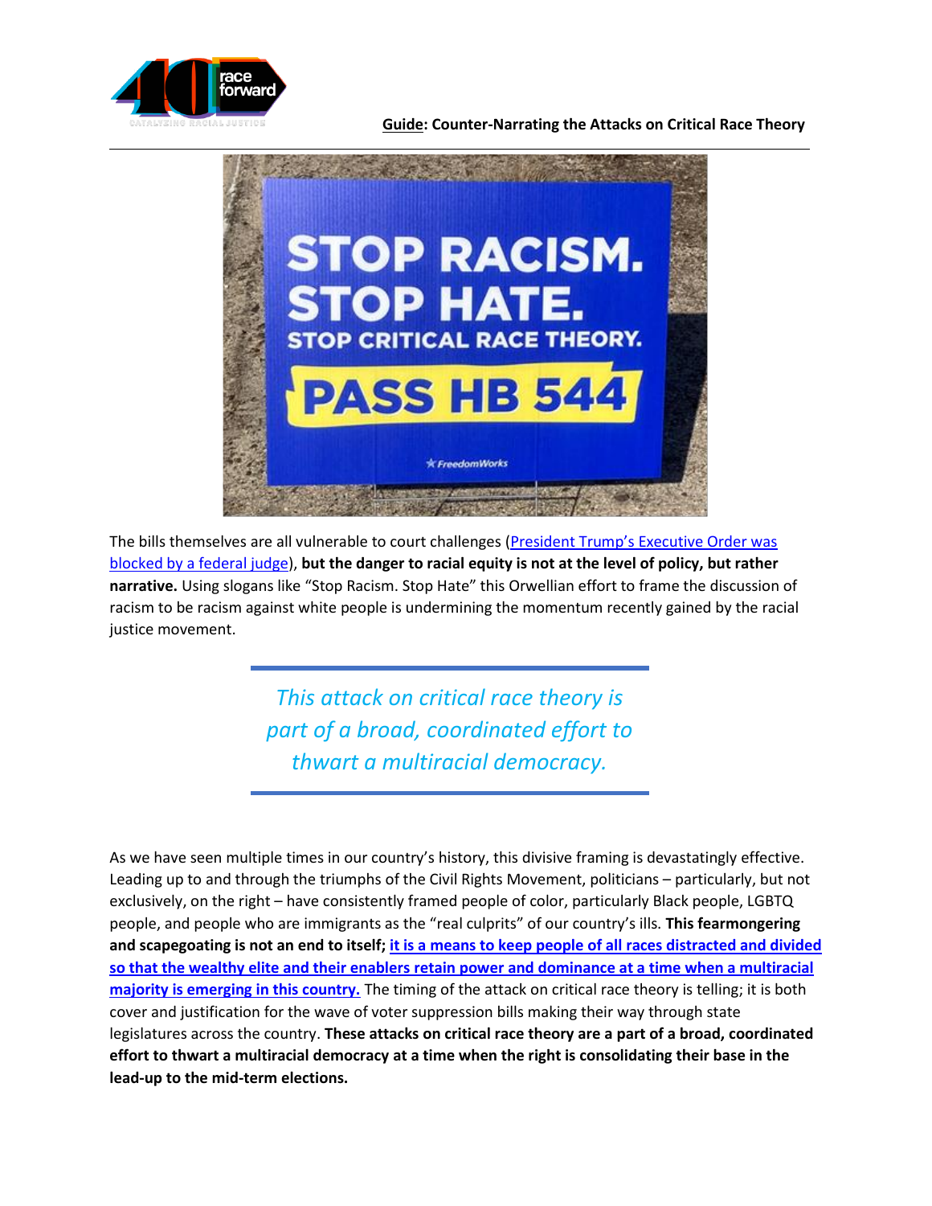The bills themselves are all vulnerable to court challenges ([President Trump's Executive Order was blocked by a federal judge]()), **but the danger to racial equity is not at the level of policy, but rather narrative.** Using slogans like "Stop Racism. Stop Hate" this Orwellian effort to frame the discussion of racism to be racism against white people is undermining the momentum recently gained by the racial justice movement.

> *This attack on critical race theory is part of a broad, coordinated effort to thwart a multiracial democracy.*

As we have seen multiple times in our country's history, this divisive framing is devastatingly effective. Leading up to and through the triumphs of the Civil Rights Movement, politicians – particularly, but not exclusively, on the right – have consistently framed people of color, particularly Black people, LGBTQ people, and people who are immigrants as the "real culprits" of our country's ills. **This fearmongering and scapegoating is not an end to itself; [it is a means to keep people of all races distracted and divided so that the wealthy elite and their enablers retain power and dominance at a time when a multiracial majority is emerging in this country.]()** The timing of the attack on critical race theory is telling; it is both cover and justification for the wave of voter suppression bills making their way through state legislatures across the country. **These attacks on critical race theory are a part of a broad, coordinated effort to thwart a multiracial democracy at a time when the right is consolidating their base in the lead-up to the mid-term elections.**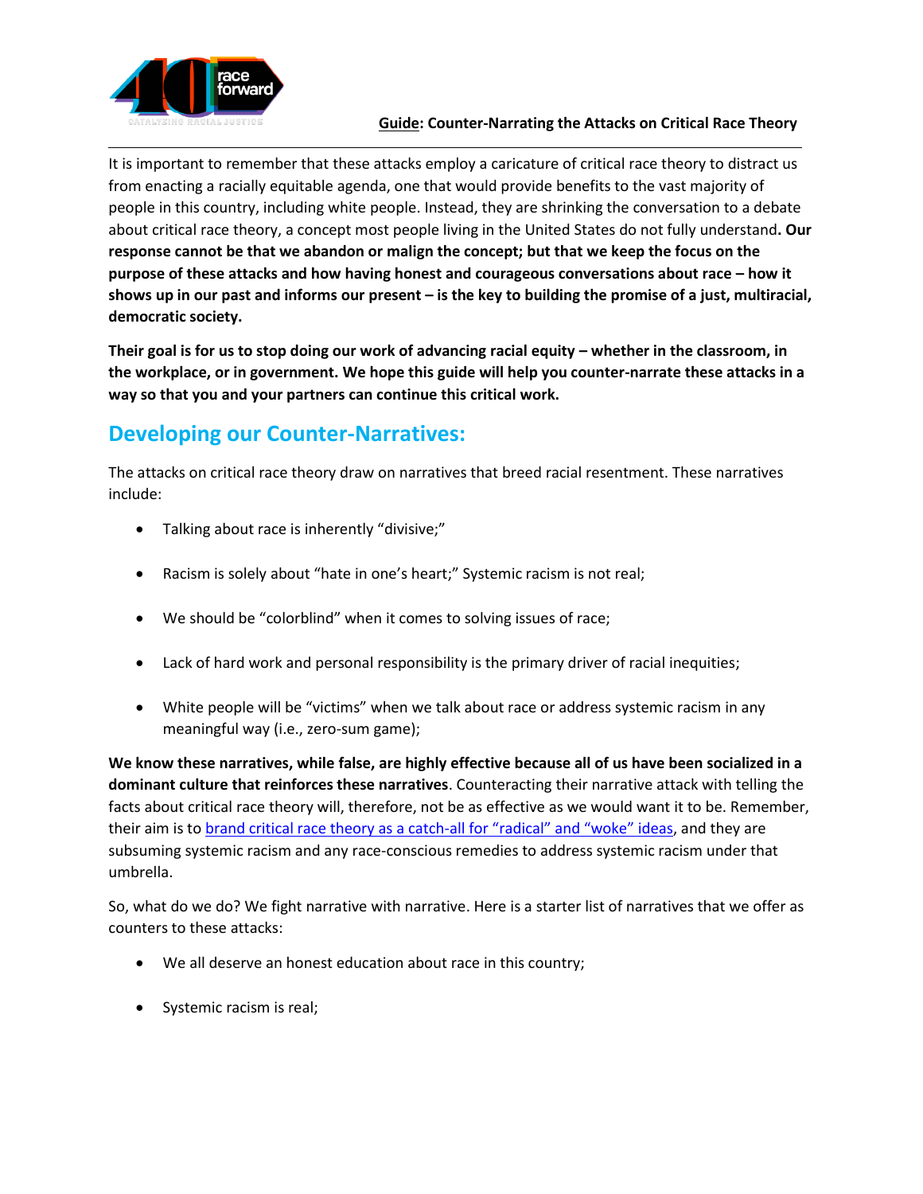It is important to remember that these attacks employ a caricature of critical race theory to distract us from enacting a racially equitable agenda, one that would provide benefits to the vast majority of people in this country, including white people. Instead, they are shrinking the conversation to a debate about critical race theory, a concept most people living in the United States do not fully understand**. Our response cannot be that we abandon or malign the concept; but that we keep the focus on the purpose of these attacks and how having honest and courageous conversations about race – how it shows up in our past and informs our present – is the key to building the promise of a just, multiracial, democratic society.**

**Their goal is for us to stop doing our work of advancing racial equity – whether in the classroom, in the workplace, or in government. We hope this guide will help you counter-narrate these attacks in a way so that you and your partners can continue this critical work.**

## Developing our Counter-Narratives:

The attacks on critical race theory draw on narratives that breed racial resentment. These narratives include:

- Talking about race is inherently "divisive;"
- Racism is solely about "hate in one's heart;" Systemic racism is not real;
- We should be "colorblind" when it comes to solving issues of race;
- Lack of hard work and personal responsibility is the primary driver of racial inequities;
- White people will be "victims" when we talk about race or address systemic racism in any meaningful way (i.e., zero-sum game);

**We know these narratives, while false, are highly effective because all of us have been socialized in a dominant culture that reinforces these narratives**. Counteracting their narrative attack with telling the facts about critical race theory will, therefore, not be as effective as we would want it to be. Remember, their aim is to brand critical race theory as a catch-all for "radical" and "woke" ideas, and they are subsuming systemic racism and any race-conscious remedies to address systemic racism under that umbrella.

So, what do we do? We fight narrative with narrative. Here is a starter list of narratives that we offer as counters to these attacks:

- We all deserve an honest education about race in this country;
- Systemic racism is real;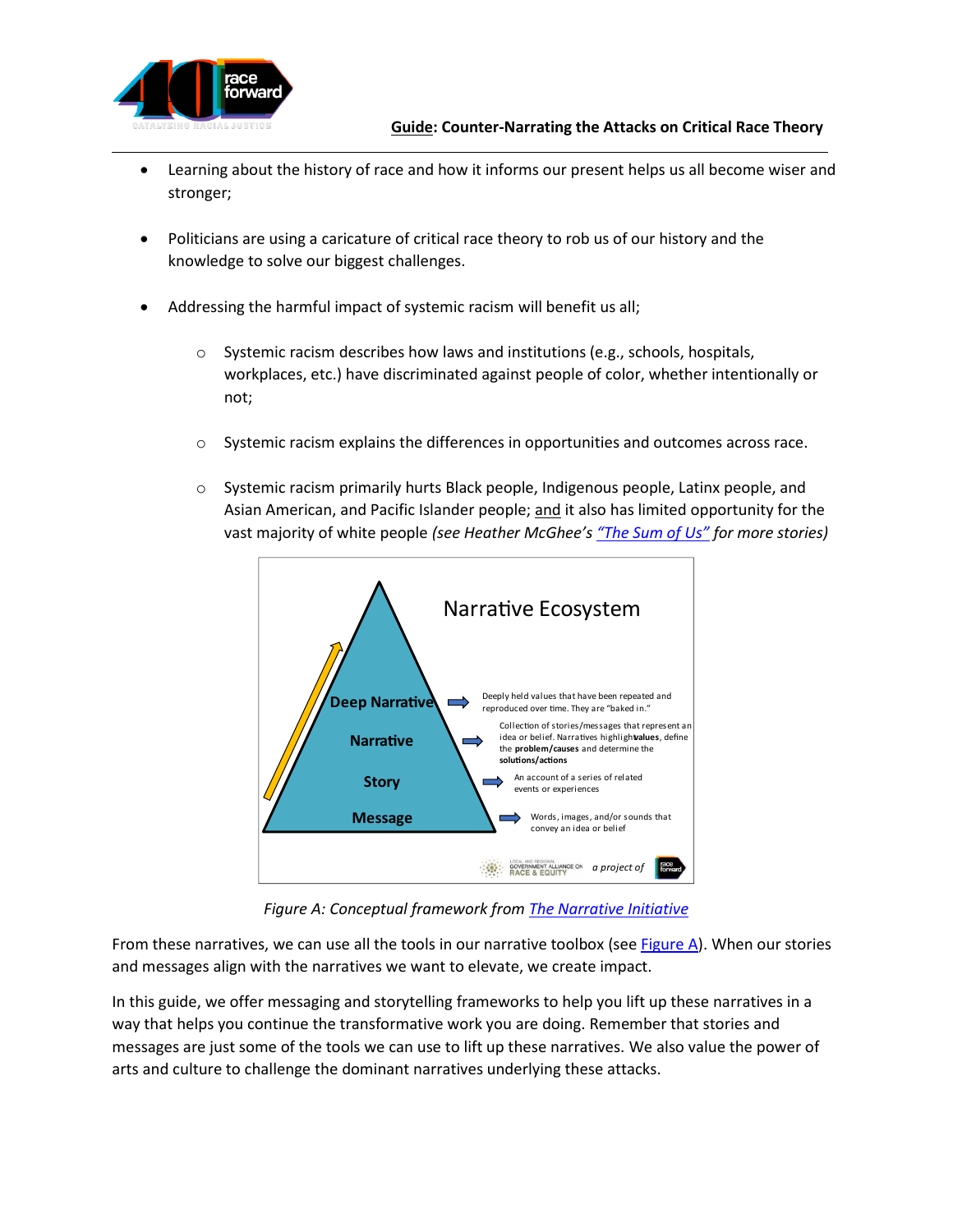- Learning about the history of race and how it informs our present helps us all become wiser and stronger;
- Politicians are using a caricature of critical race theory to rob us of our history and the knowledge to solve our biggest challenges.
- Addressing the harmful impact of systemic racism will benefit us all;
  - Systemic racism describes how laws and institutions (e.g., schools, hospitals, workplaces, etc.) have discriminated against people of color, whether intentionally or not;
  - Systemic racism explains the differences in opportunities and outcomes across race.
  - Systemic racism primarily hurts Black people, Indigenous people, Latinx people, and Asian American, and Pacific Islander people; and it also has limited opportunity for the vast majority of white people *(see Heather McGhee's ["The Sum of Us"]() for more stories)*

Narrative Ecosystem

- **Deep Narrative** → Deeply held values that have been repeated and reproduced over time. They are "baked in."
- **Narrative** → Collection of stories/messages that represent an idea or belief. Narratives highlight **values**, define the **problem/causes** and determine the **solutions/actions**
- **Story** → An account of a series of related events or experiences
- **Message** → Words, images, and/or sounds that convey an idea or belief

Local and Regional Government Alliance on Race & Equity — *a project of* race forward

*Figure A: Conceptual framework from [The Narrative Initiative]()*

From these narratives, we can use all the tools in our narrative toolbox (see [Figure A]()). When our stories and messages align with the narratives we want to elevate, we create impact.

In this guide, we offer messaging and storytelling frameworks to help you lift up these narratives in a way that helps you continue the transformative work you are doing. Remember that stories and messages are just some of the tools we can use to lift up these narratives. We also value the power of arts and culture to challenge the dominant narratives underlying these attacks.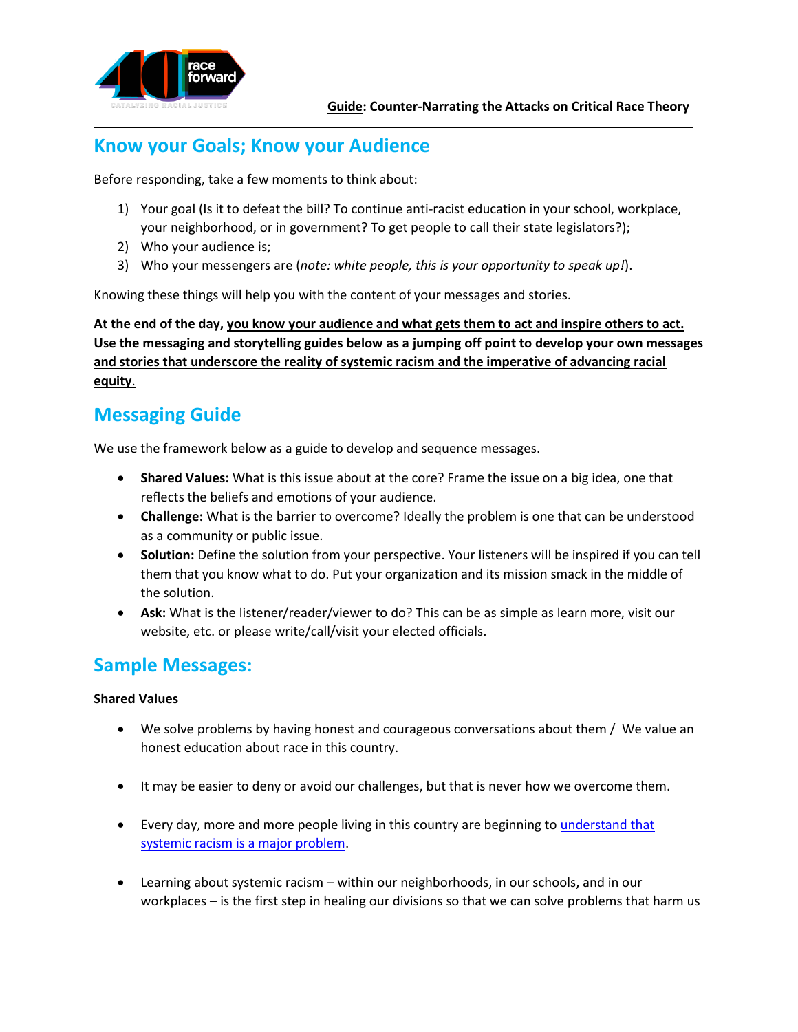## Know your Goals; Know your Audience

Before responding, take a few moments to think about:

1) Your goal (Is it to defeat the bill? To continue anti-racist education in your school, workplace, your neighborhood, or in government? To get people to call their state legislators?);
2) Who your audience is;
3) Who your messengers are (*note: white people, this is your opportunity to speak up!*).

Knowing these things will help you with the content of your messages and stories.

**At the end of the day, you know your audience and what gets them to act and inspire others to act. Use the messaging and storytelling guides below as a jumping off point to develop your own messages and stories that underscore the reality of systemic racism and the imperative of advancing racial equity.**

## Messaging Guide

We use the framework below as a guide to develop and sequence messages.

- **Shared Values:** What is this issue about at the core? Frame the issue on a big idea, one that reflects the beliefs and emotions of your audience.
- **Challenge:** What is the barrier to overcome? Ideally the problem is one that can be understood as a community or public issue.
- **Solution:** Define the solution from your perspective. Your listeners will be inspired if you can tell them that you know what to do. Put your organization and its mission smack in the middle of the solution.
- **Ask:** What is the listener/reader/viewer to do? This can be as simple as learn more, visit our website, etc. or please write/call/visit your elected officials.

## Sample Messages:

**Shared Values**

- We solve problems by having honest and courageous conversations about them / We value an honest education about race in this country.
- It may be easier to deny or avoid our challenges, but that is never how we overcome them.
- Every day, more and more people living in this country are beginning to understand that systemic racism is a major problem.
- Learning about systemic racism – within our neighborhoods, in our schools, and in our workplaces – is the first step in healing our divisions so that we can solve problems that harm us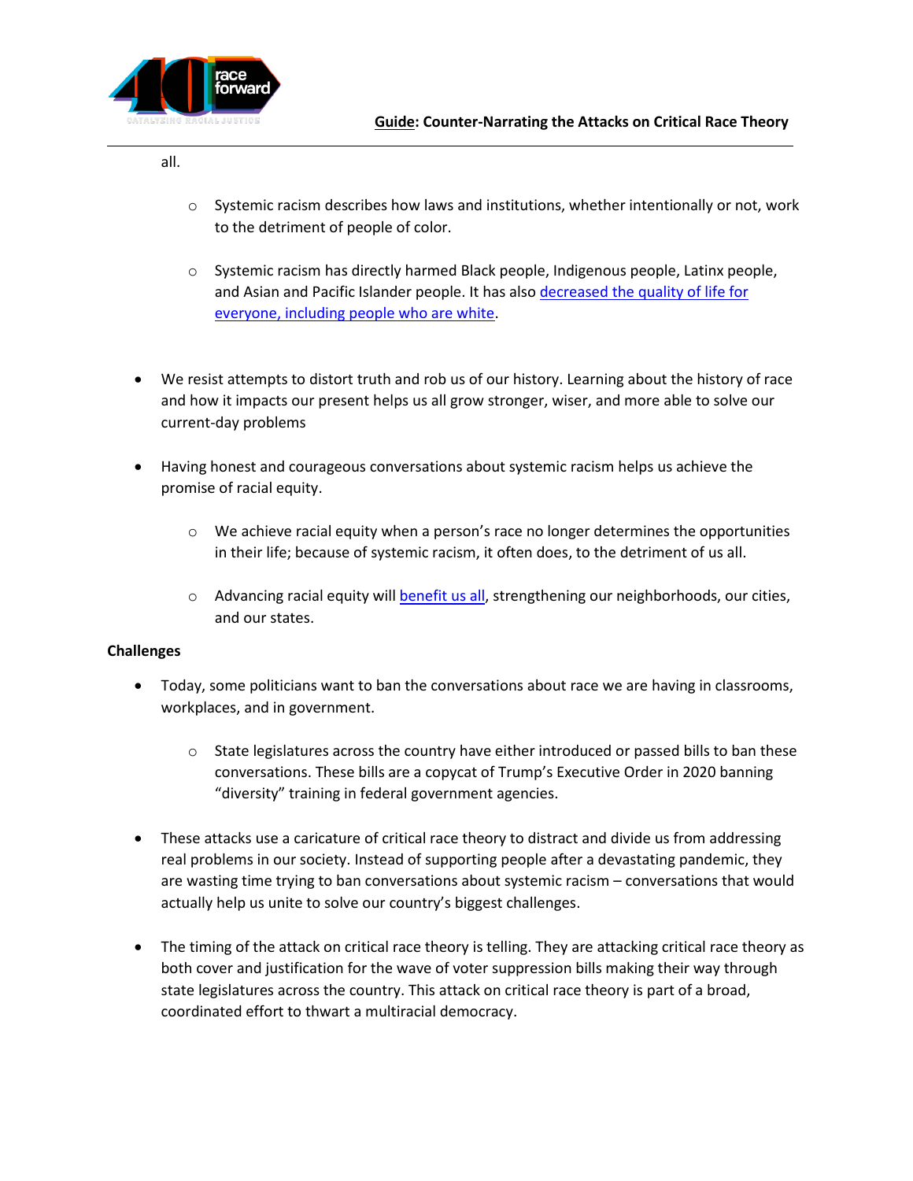all.

  - Systemic racism describes how laws and institutions, whether intentionally or not, work to the detriment of people of color.

  - Systemic racism has directly harmed Black people, Indigenous people, Latinx people, and Asian and Pacific Islander people. It has also decreased the quality of life for everyone, including people who are white.

- We resist attempts to distort truth and rob us of our history. Learning about the history of race and how it impacts our present helps us all grow stronger, wiser, and more able to solve our current-day problems

- Having honest and courageous conversations about systemic racism helps us achieve the promise of racial equity.

  - We achieve racial equity when a person's race no longer determines the opportunities in their life; because of systemic racism, it often does, to the detriment of us all.

  - Advancing racial equity will benefit us all, strengthening our neighborhoods, our cities, and our states.

**Challenges**

- Today, some politicians want to ban the conversations about race we are having in classrooms, workplaces, and in government.

  - State legislatures across the country have either introduced or passed bills to ban these conversations. These bills are a copycat of Trump's Executive Order in 2020 banning "diversity" training in federal government agencies.

- These attacks use a caricature of critical race theory to distract and divide us from addressing real problems in our society. Instead of supporting people after a devastating pandemic, they are wasting time trying to ban conversations about systemic racism – conversations that would actually help us unite to solve our country's biggest challenges.

- The timing of the attack on critical race theory is telling. They are attacking critical race theory as both cover and justification for the wave of voter suppression bills making their way through state legislatures across the country. This attack on critical race theory is part of a broad, coordinated effort to thwart a multiracial democracy.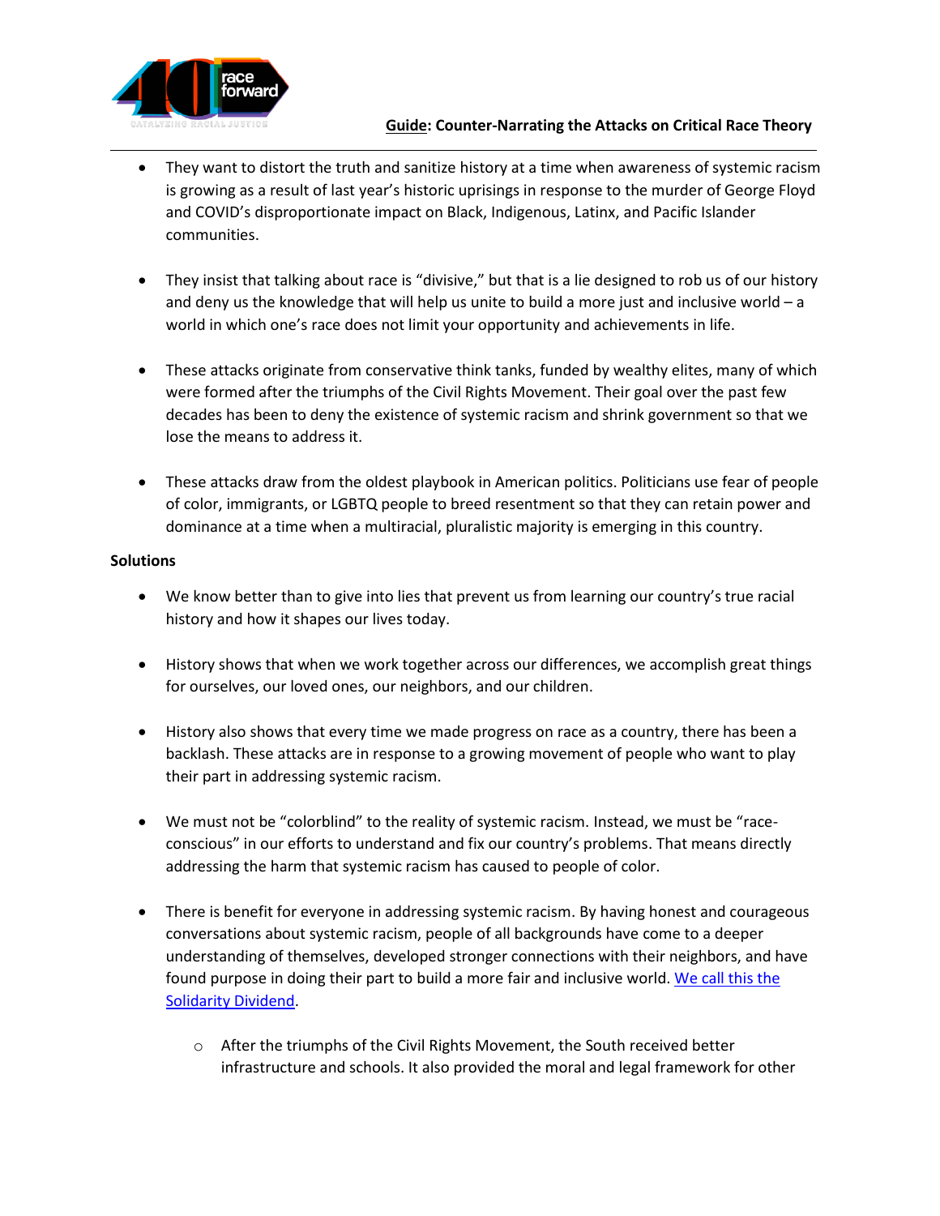- They want to distort the truth and sanitize history at a time when awareness of systemic racism is growing as a result of last year's historic uprisings in response to the murder of George Floyd and COVID's disproportionate impact on Black, Indigenous, Latinx, and Pacific Islander communities.

- They insist that talking about race is "divisive," but that is a lie designed to rob us of our history and deny us the knowledge that will help us unite to build a more just and inclusive world – a world in which one's race does not limit your opportunity and achievements in life.

- These attacks originate from conservative think tanks, funded by wealthy elites, many of which were formed after the triumphs of the Civil Rights Movement. Their goal over the past few decades has been to deny the existence of systemic racism and shrink government so that we lose the means to address it.

- These attacks draw from the oldest playbook in American politics. Politicians use fear of people of color, immigrants, or LGBTQ people to breed resentment so that they can retain power and dominance at a time when a multiracial, pluralistic majority is emerging in this country.

**Solutions**

- We know better than to give into lies that prevent us from learning our country's true racial history and how it shapes our lives today.

- History shows that when we work together across our differences, we accomplish great things for ourselves, our loved ones, our neighbors, and our children.

- History also shows that every time we made progress on race as a country, there has been a backlash. These attacks are in response to a growing movement of people who want to play their part in addressing systemic racism.

- We must not be "colorblind" to the reality of systemic racism. Instead, we must be "race-conscious" in our efforts to understand and fix our country's problems. That means directly addressing the harm that systemic racism has caused to people of color.

- There is benefit for everyone in addressing systemic racism. By having honest and courageous conversations about systemic racism, people of all backgrounds have come to a deeper understanding of themselves, developed stronger connections with their neighbors, and have found purpose in doing their part to build a more fair and inclusive world. [We call this the Solidarity Dividend](#).

    - After the triumphs of the Civil Rights Movement, the South received better infrastructure and schools. It also provided the moral and legal framework for other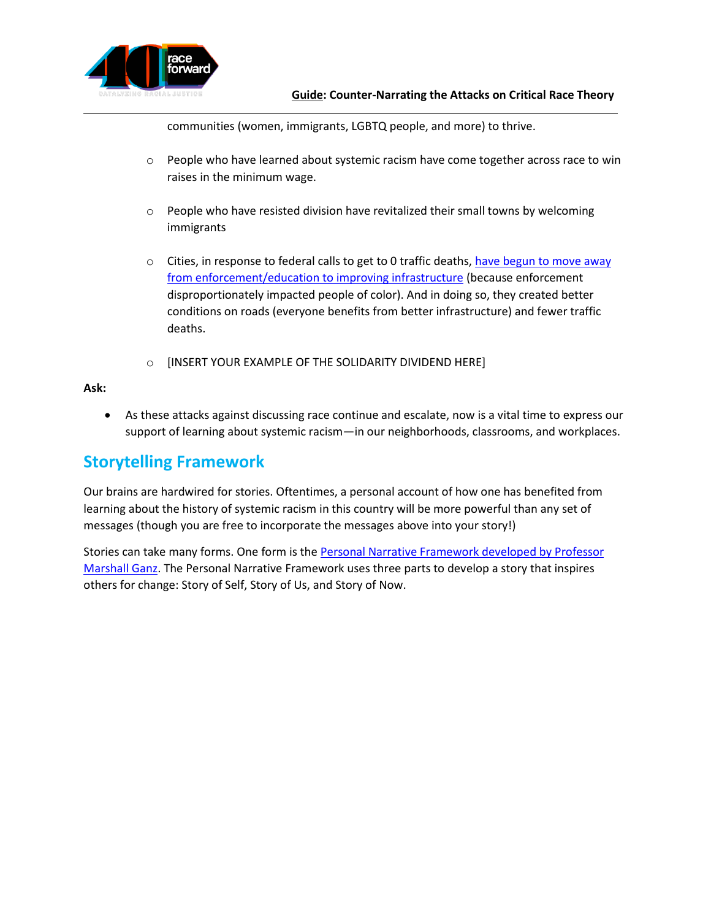communities (women, immigrants, LGBTQ people, and more) to thrive.

  - People who have learned about systemic racism have come together across race to win raises in the minimum wage.

  - People who have resisted division have revitalized their small towns by welcoming immigrants

  - Cities, in response to federal calls to get to 0 traffic deaths, have begun to move away from enforcement/education to improving infrastructure (because enforcement disproportionately impacted people of color). And in doing so, they created better conditions on roads (everyone benefits from better infrastructure) and fewer traffic deaths.

  - [INSERT YOUR EXAMPLE OF THE SOLIDARITY DIVIDEND HERE]

**Ask:**

- As these attacks against discussing race continue and escalate, now is a vital time to express our support of learning about systemic racism—in our neighborhoods, classrooms, and workplaces.

## Storytelling Framework

Our brains are hardwired for stories. Oftentimes, a personal account of how one has benefited from learning about the history of systemic racism in this country will be more powerful than any set of messages (though you are free to incorporate the messages above into your story!)

Stories can take many forms. One form is the Personal Narrative Framework developed by Professor Marshall Ganz. The Personal Narrative Framework uses three parts to develop a story that inspires others for change: Story of Self, Story of Us, and Story of Now.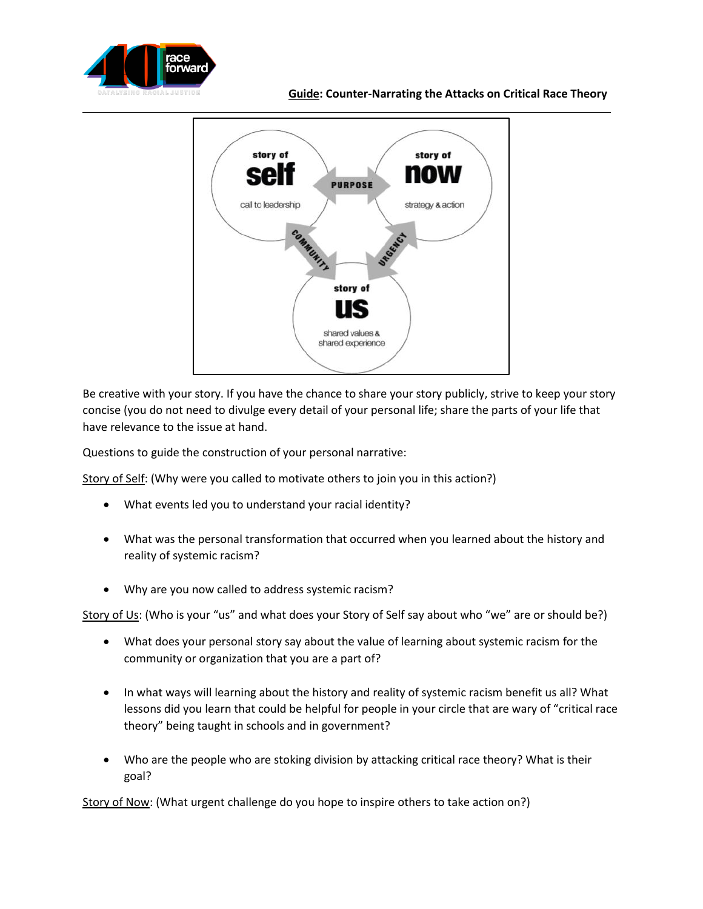story of **self**

call to leadership

PURPOSE

story of **now**

strategy & action

COMMUNITY

URGENCY

story of **us**

shared values & shared experience

Be creative with your story. If you have the chance to share your story publicly, strive to keep your story concise (you do not need to divulge every detail of your personal life; share the parts of your life that have relevance to the issue at hand.

Questions to guide the construction of your personal narrative:

Story of Self: (Why were you called to motivate others to join you in this action?)

- What events led you to understand your racial identity?
- What was the personal transformation that occurred when you learned about the history and reality of systemic racism?
- Why are you now called to address systemic racism?

Story of Us: (Who is your "us" and what does your Story of Self say about who "we" are or should be?)

- What does your personal story say about the value of learning about systemic racism for the community or organization that you are a part of?
- In what ways will learning about the history and reality of systemic racism benefit us all? What lessons did you learn that could be helpful for people in your circle that are wary of "critical race theory" being taught in schools and in government?
- Who are the people who are stoking division by attacking critical race theory? What is their goal?

Story of Now: (What urgent challenge do you hope to inspire others to take action on?)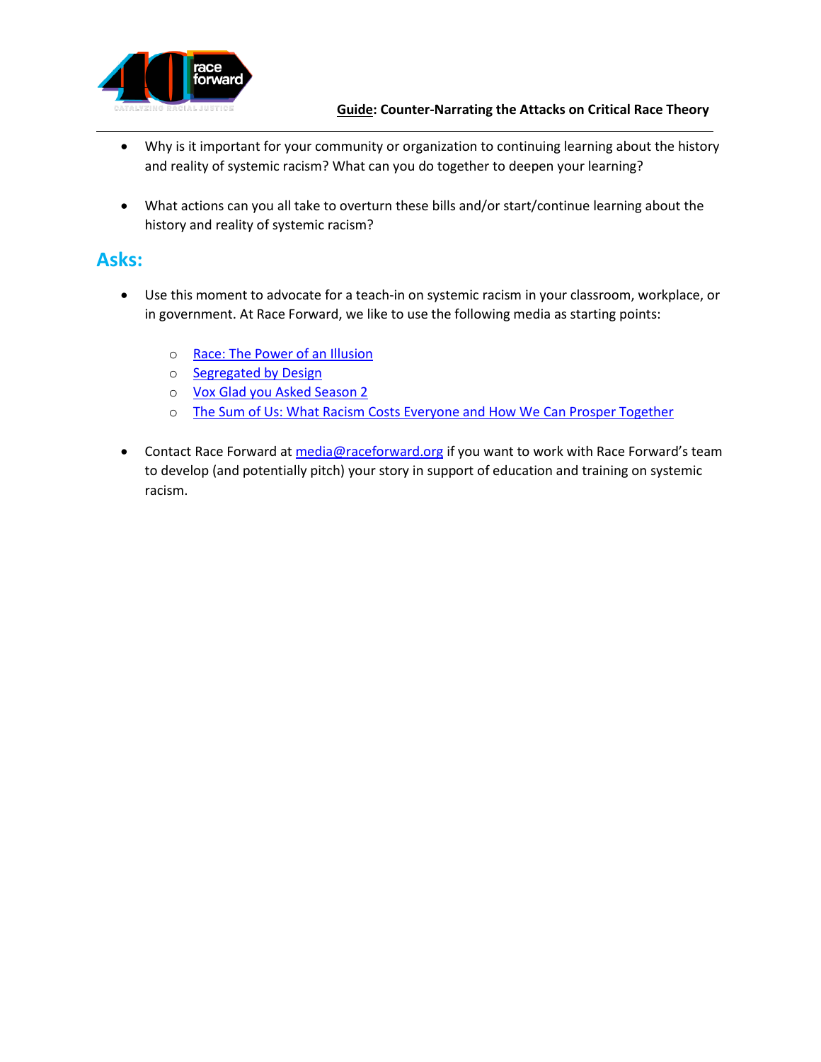- Why is it important for your community or organization to continuing learning about the history and reality of systemic racism? What can you do together to deepen your learning?

- What actions can you all take to overturn these bills and/or start/continue learning about the history and reality of systemic racism?

## Asks:

- Use this moment to advocate for a teach-in on systemic racism in your classroom, workplace, or in government. At Race Forward, we like to use the following media as starting points:

  - Race: The Power of an Illusion
  - Segregated by Design
  - Vox Glad you Asked Season 2
  - The Sum of Us: What Racism Costs Everyone and How We Can Prosper Together

- Contact Race Forward at media@raceforward.org if you want to work with Race Forward's team to develop (and potentially pitch) your story in support of education and training on systemic racism.